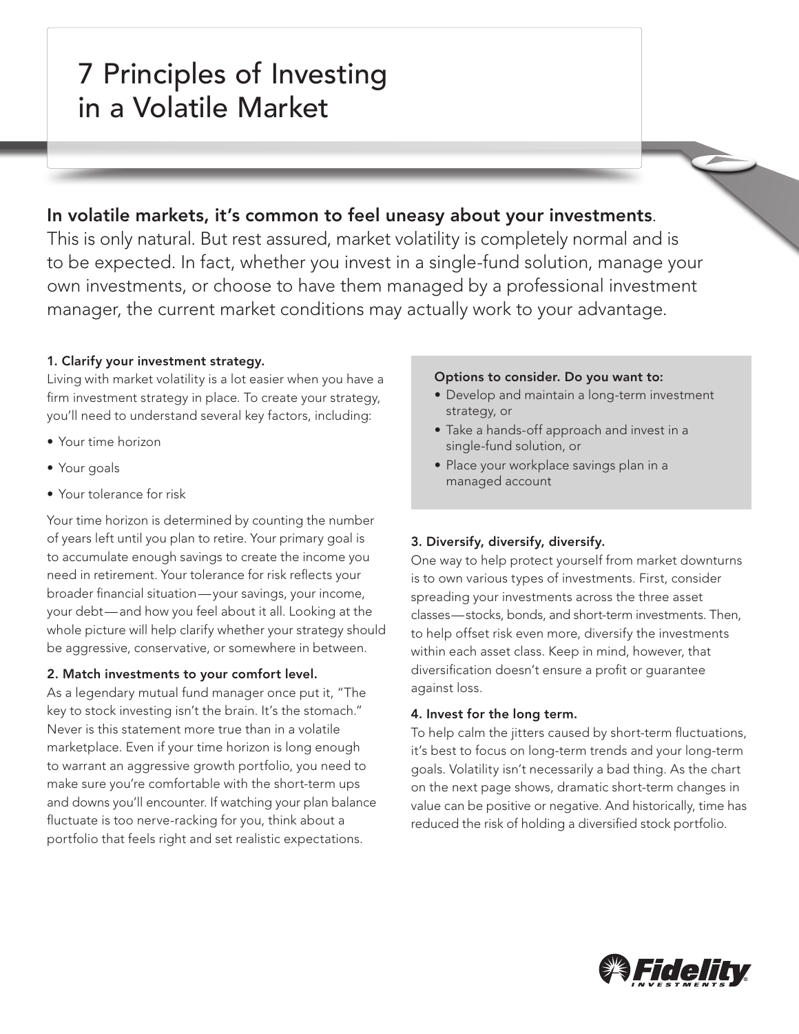# 7 Principles of Investing in a Volatile Market

**In volatile markets, it's common to feel uneasy about your investments.** This is only natural. But rest assured, market volatility is completely normal and is to be expected. In fact, whether you invest in a single-fund solution, manage your own investments, or choose to have them managed by a professional investment manager, the current market conditions may actually work to your advantage.

### 1. Clarify your investment strategy.

Living with market volatility is a lot easier when you have a firm investment strategy in place. To create your strategy, you'll need to understand several key factors, including:

- Your time horizon
- Your goals
- Your tolerance for risk

Your time horizon is determined by counting the number of years left until you plan to retire. Your primary goal is to accumulate enough savings to create the income you need in retirement. Your tolerance for risk reflects your broader financial situation—your savings, your income, your debt—and how you feel about it all. Looking at the whole picture will help clarify whether your strategy should be aggressive, conservative, or somewhere in between.

### 2. Match investments to your comfort level.

As a legendary mutual fund manager once put it, "The key to stock investing isn't the brain. It's the stomach." Never is this statement more true than in a volatile marketplace. Even if your time horizon is long enough to warrant an aggressive growth portfolio, you need to make sure you're comfortable with the short-term ups and downs you'll encounter. If watching your plan balance fluctuate is too nerve-racking for you, think about a portfolio that feels right and set realistic expectations.

**Options to consider. Do you want to:**

- Develop and maintain a long-term investment strategy, or
- Take a hands-off approach and invest in a single-fund solution, or
- Place your workplace savings plan in a managed account

### 3. Diversify, diversify, diversify.

One way to help protect yourself from market downturns is to own various types of investments. First, consider spreading your investments across the three asset classes—stocks, bonds, and short-term investments. Then, to help offset risk even more, diversify the investments within each asset class. Keep in mind, however, that diversification doesn't ensure a profit or guarantee against loss.

### 4. Invest for the long term.

To help calm the jitters caused by short-term fluctuations, it's best to focus on long-term trends and your long-term goals. Volatility isn't necessarily a bad thing. As the chart on the next page shows, dramatic short-term changes in value can be positive or negative. And historically, time has reduced the risk of holding a diversified stock portfolio.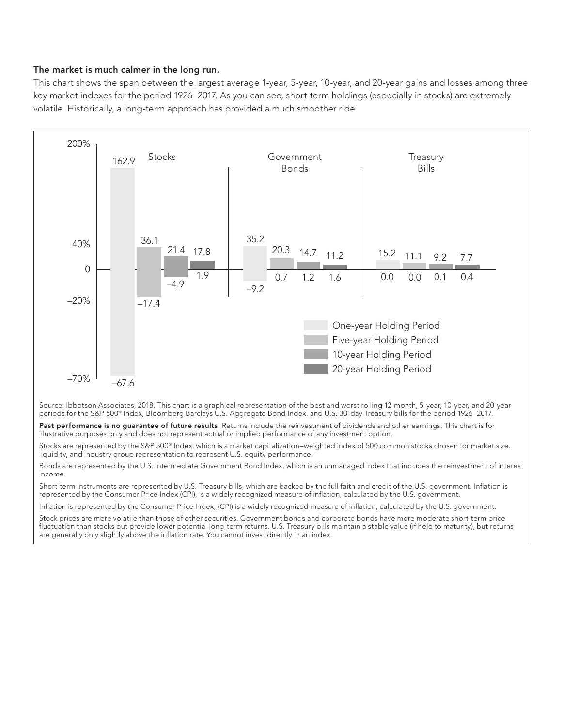**The market is much calmer in the long run.**

This chart shows the span between the largest average 1-year, 5-year, 10-year, and 20-year gains and losses among three key market indexes for the period 1926–2017. As you can see, short-term holdings (especially in stocks) are extremely volatile. Historically, a long-term approach has provided a much smoother ride.

| | Stocks | | Government Bonds | | Treasury Bills | |
|---|---|---|---|---|---|---|
| | Best | Worst | Best | Worst | Best | Worst |
| One-year Holding Period | 162.9 | –67.6 | 35.2 | –9.2 | 15.2 | 0.0 |
| Five-year Holding Period | 36.1 | –17.4 | 20.3 | 0.7 | 11.1 | 0.0 |
| 10-year Holding Period | 21.4 | –4.9 | 14.7 | 1.2 | 9.2 | 0.1 |
| 20-year Holding Period | 17.8 | 1.9 | 11.2 | 1.6 | 7.7 | 0.4 |

Source: Ibbotson Associates, 2018. This chart is a graphical representation of the best and worst rolling 12-month, 5-year, 10-year, and 20-year periods for the S&P 500® Index, Bloomberg Barclays U.S. Aggregate Bond Index, and U.S. 30-day Treasury bills for the period 1926–2017.

**Past performance is no guarantee of future results.** Returns include the reinvestment of dividends and other earnings. This chart is for illustrative purposes only and does not represent actual or implied performance of any investment option.

Stocks are represented by the S&P 500® Index, which is a market capitalization–weighted index of 500 common stocks chosen for market size, liquidity, and industry group representation to represent U.S. equity performance.

Bonds are represented by the U.S. Intermediate Government Bond Index, which is an unmanaged index that includes the reinvestment of interest income.

Short-term instruments are represented by U.S. Treasury bills, which are backed by the full faith and credit of the U.S. government. Inflation is represented by the Consumer Price Index (CPI), is a widely recognized measure of inflation, calculated by the U.S. government.

Inflation is represented by the Consumer Price Index, (CPI) is a widely recognized measure of inflation, calculated by the U.S. government.

Stock prices are more volatile than those of other securities. Government bonds and corporate bonds have more moderate short-term price fluctuation than stocks but provide lower potential long-term returns. U.S. Treasury bills maintain a stable value (if held to maturity), but returns are generally only slightly above the inflation rate. You cannot invest directly in an index.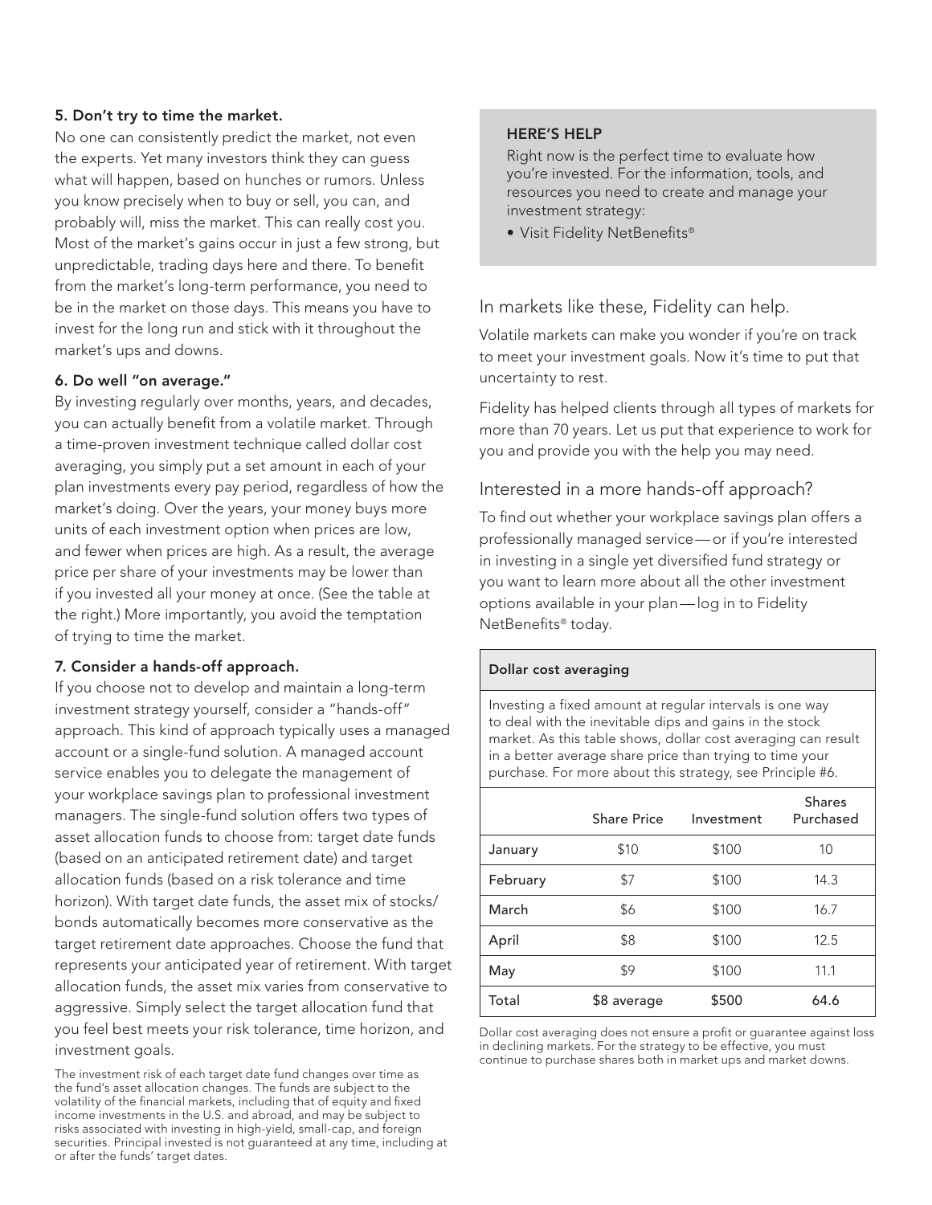### 5. Don't try to time the market.

No one can consistently predict the market, not even the experts. Yet many investors think they can guess what will happen, based on hunches or rumors. Unless you know precisely when to buy or sell, you can, and probably will, miss the market. This can really cost you. Most of the market's gains occur in just a few strong, but unpredictable, trading days here and there. To benefit from the market's long-term performance, you need to be in the market on those days. This means you have to invest for the long run and stick with it throughout the market's ups and downs.

### 6. Do well "on average."

By investing regularly over months, years, and decades, you can actually benefit from a volatile market. Through a time-proven investment technique called dollar cost averaging, you simply put a set amount in each of your plan investments every pay period, regardless of how the market's doing. Over the years, your money buys more units of each investment option when prices are low, and fewer when prices are high. As a result, the average price per share of your investments may be lower than if you invested all your money at once. (See the table at the right.) More importantly, you avoid the temptation of trying to time the market.

### 7. Consider a hands-off approach.

If you choose not to develop and maintain a long-term investment strategy yourself, consider a "hands-off" approach. This kind of approach typically uses a managed account or a single-fund solution. A managed account service enables you to delegate the management of your workplace savings plan to professional investment managers. The single-fund solution offers two types of asset allocation funds to choose from: target date funds (based on an anticipated retirement date) and target allocation funds (based on a risk tolerance and time horizon). With target date funds, the asset mix of stocks/bonds automatically becomes more conservative as the target retirement date approaches. Choose the fund that represents your anticipated year of retirement. With target allocation funds, the asset mix varies from conservative to aggressive. Simply select the target allocation fund that you feel best meets your risk tolerance, time horizon, and investment goals.

The investment risk of each target date fund changes over time as the fund's asset allocation changes. The funds are subject to the volatility of the financial markets, including that of equity and fixed income investments in the U.S. and abroad, and may be subject to risks associated with investing in high-yield, small-cap, and foreign securities. Principal invested is not guaranteed at any time, including at or after the funds' target dates.

**HERE'S HELP**

Right now is the perfect time to evaluate how you're invested. For the information, tools, and resources you need to create and manage your investment strategy:

- Visit Fidelity NetBenefits®

## In markets like these, Fidelity can help.

Volatile markets can make you wonder if you're on track to meet your investment goals. Now it's time to put that uncertainty to rest.

Fidelity has helped clients through all types of markets for more than 70 years. Let us put that experience to work for you and provide you with the help you may need.

## Interested in a more hands-off approach?

To find out whether your workplace savings plan offers a professionally managed service—or if you're interested in investing in a single yet diversified fund strategy or you want to learn more about all the other investment options available in your plan—log in to Fidelity NetBenefits® today.

**Dollar cost averaging**

Investing a fixed amount at regular intervals is one way to deal with the inevitable dips and gains in the stock market. As this table shows, dollar cost averaging can result in a better average share price than trying to time your purchase. For more about this strategy, see Principle #6.

| | Share Price | Investment | Shares Purchased |
|---|---|---|---|
| January | $10 | $100 | 10 |
| February | $7 | $100 | 14.3 |
| March | $6 | $100 | 16.7 |
| April | $8 | $100 | 12.5 |
| May | $9 | $100 | 11.1 |
| Total | $8 average | $500 | 64.6 |

Dollar cost averaging does not ensure a profit or guarantee against loss in declining markets. For the strategy to be effective, you must continue to purchase shares both in market ups and market downs.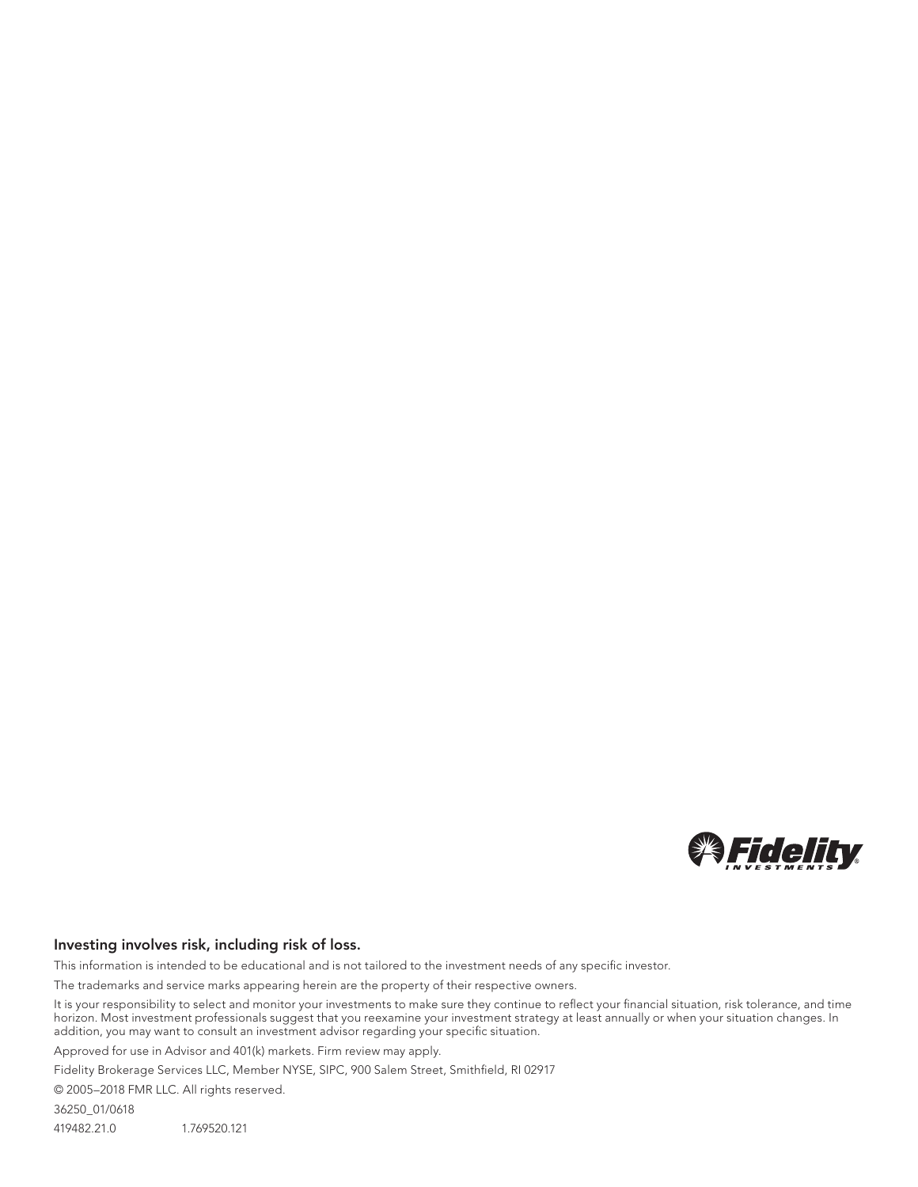**Investing involves risk, including risk of loss.**

This information is intended to be educational and is not tailored to the investment needs of any specific investor.

The trademarks and service marks appearing herein are the property of their respective owners.

It is your responsibility to select and monitor your investments to make sure they continue to reflect your financial situation, risk tolerance, and time horizon. Most investment professionals suggest that you reexamine your investment strategy at least annually or when your situation changes. In addition, you may want to consult an investment advisor regarding your specific situation.

Approved for use in Advisor and 401(k) markets. Firm review may apply.

Fidelity Brokerage Services LLC, Member NYSE, SIPC, 900 Salem Street, Smithfield, RI 02917

© 2005–2018 FMR LLC. All rights reserved.

36250_01/0618

419482.21.0 1.769520.121